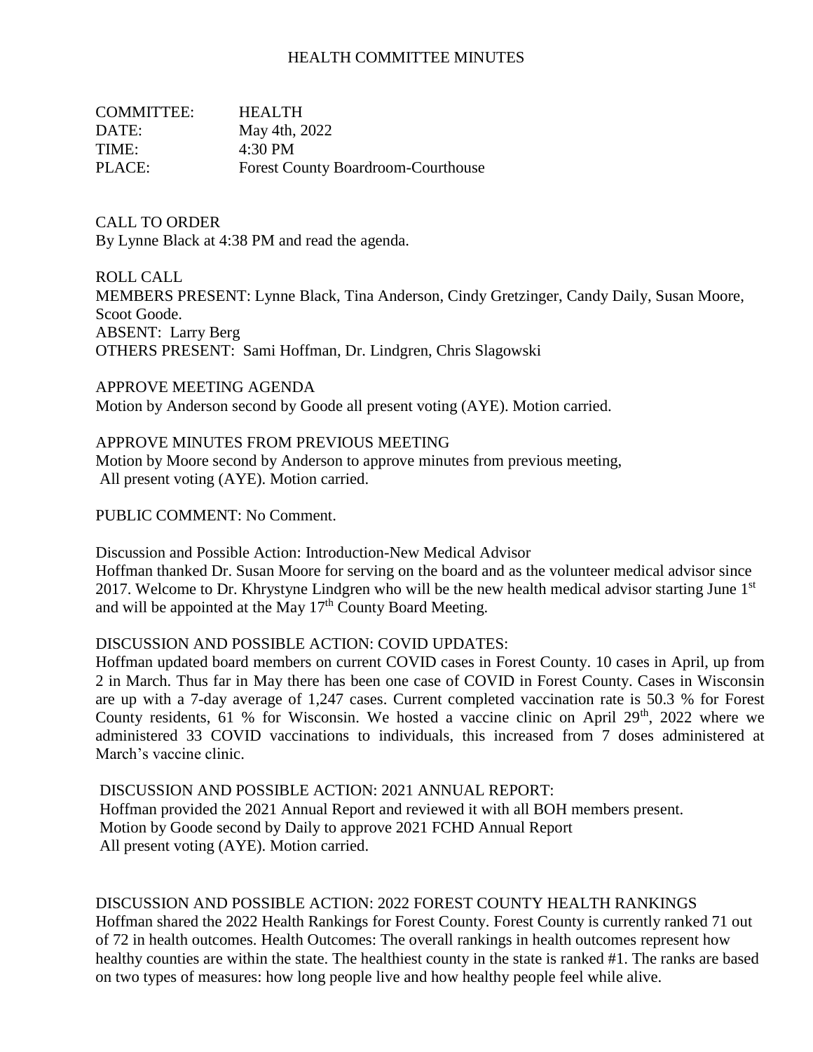# HEALTH COMMITTEE MINUTES

COMMITTEE: HEALTH
DATE: May 4th, 2022
TIME: 4:30 PM
PLACE: Forest County Boardroom-Courthouse

CALL TO ORDER
By Lynne Black at 4:38 PM and read the agenda.

ROLL CALL
MEMBERS PRESENT: Lynne Black, Tina Anderson, Cindy Gretzinger, Candy Daily, Susan Moore, Scoot Goode.
ABSENT: Larry Berg
OTHERS PRESENT: Sami Hoffman, Dr. Lindgren, Chris Slagowski

APPROVE MEETING AGENDA
Motion by Anderson second by Goode all present voting (AYE). Motion carried.

APPROVE MINUTES FROM PREVIOUS MEETING
Motion by Moore second by Anderson to approve minutes from previous meeting, All present voting (AYE). Motion carried.

PUBLIC COMMENT: No Comment.

Discussion and Possible Action: Introduction-New Medical Advisor
Hoffman thanked Dr. Susan Moore for serving on the board and as the volunteer medical advisor since 2017. Welcome to Dr. Khrystyne Lindgren who will be the new health medical advisor starting June 1st and will be appointed at the May 17th County Board Meeting.

DISCUSSION AND POSSIBLE ACTION: COVID UPDATES:
Hoffman updated board members on current COVID cases in Forest County. 10 cases in April, up from 2 in March. Thus far in May there has been one case of COVID in Forest County. Cases in Wisconsin are up with a 7-day average of 1,247 cases. Current completed vaccination rate is 50.3 % for Forest County residents, 61 % for Wisconsin. We hosted a vaccine clinic on April 29th, 2022 where we administered 33 COVID vaccinations to individuals, this increased from 7 doses administered at March's vaccine clinic.

DISCUSSION AND POSSIBLE ACTION: 2021 ANNUAL REPORT:
Hoffman provided the 2021 Annual Report and reviewed it with all BOH members present.
Motion by Goode second by Daily to approve 2021 FCHD Annual Report
All present voting (AYE). Motion carried.

DISCUSSION AND POSSIBLE ACTION: 2022 FOREST COUNTY HEALTH RANKINGS
Hoffman shared the 2022 Health Rankings for Forest County. Forest County is currently ranked 71 out of 72 in health outcomes. Health Outcomes: The overall rankings in health outcomes represent how healthy counties are within the state. The healthiest county in the state is ranked #1. The ranks are based on two types of measures: how long people live and how healthy people feel while alive.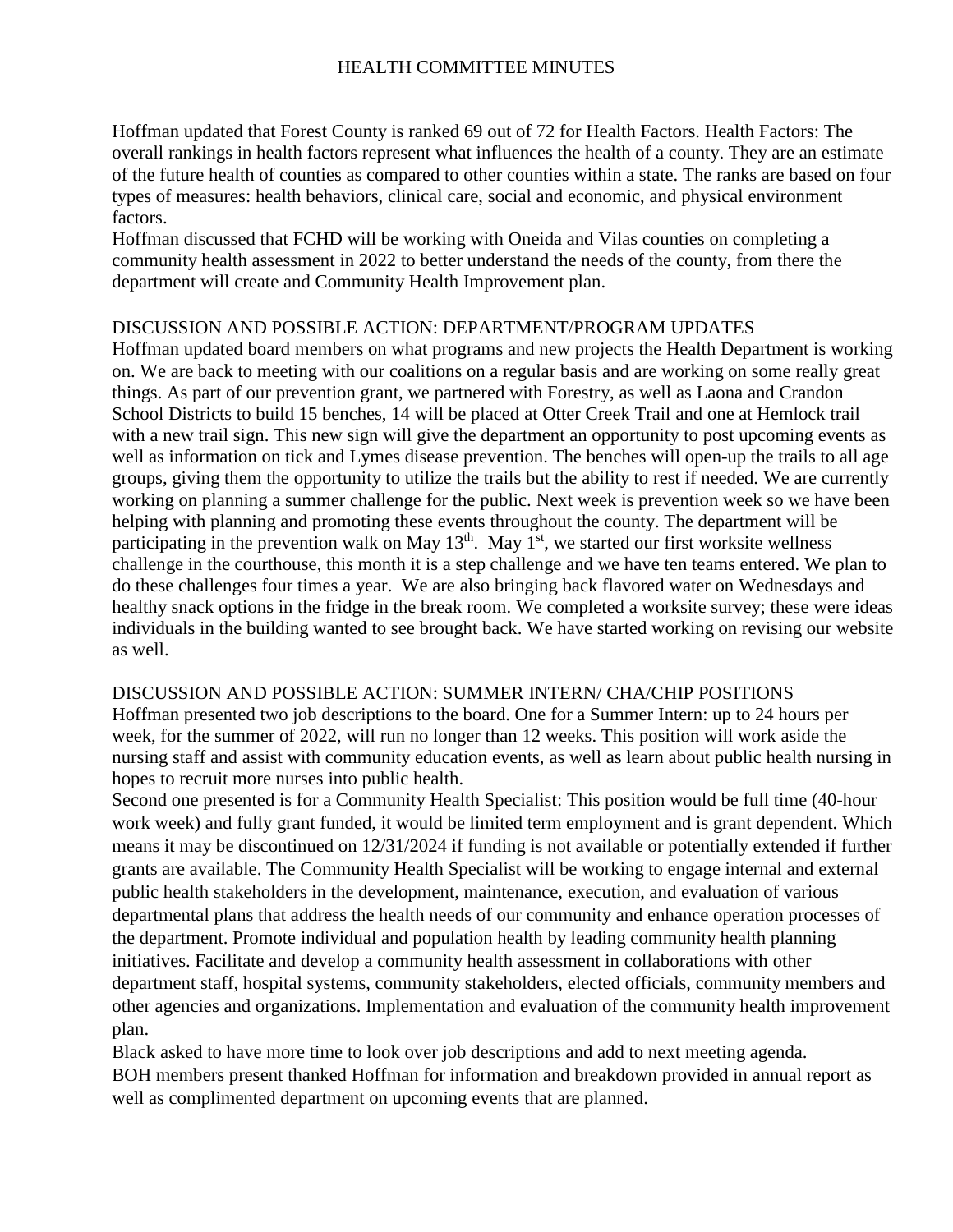Hoffman updated that Forest County is ranked 69 out of 72 for Health Factors. Health Factors: The overall rankings in health factors represent what influences the health of a county. They are an estimate of the future health of counties as compared to other counties within a state. The ranks are based on four types of measures: health behaviors, clinical care, social and economic, and physical environment factors.

Hoffman discussed that FCHD will be working with Oneida and Vilas counties on completing a community health assessment in 2022 to better understand the needs of the county, from there the department will create and Community Health Improvement plan.

DISCUSSION AND POSSIBLE ACTION: DEPARTMENT/PROGRAM UPDATES

Hoffman updated board members on what programs and new projects the Health Department is working on. We are back to meeting with our coalitions on a regular basis and are working on some really great things. As part of our prevention grant, we partnered with Forestry, as well as Laona and Crandon School Districts to build 15 benches, 14 will be placed at Otter Creek Trail and one at Hemlock trail with a new trail sign. This new sign will give the department an opportunity to post upcoming events as well as information on tick and Lymes disease prevention. The benches will open-up the trails to all age groups, giving them the opportunity to utilize the trails but the ability to rest if needed. We are currently working on planning a summer challenge for the public. Next week is prevention week so we have been helping with planning and promoting these events throughout the county. The department will be participating in the prevention walk on May 13th. May 1st, we started our first worksite wellness challenge in the courthouse, this month it is a step challenge and we have ten teams entered. We plan to do these challenges four times a year. We are also bringing back flavored water on Wednesdays and healthy snack options in the fridge in the break room. We completed a worksite survey; these were ideas individuals in the building wanted to see brought back. We have started working on revising our website as well.

DISCUSSION AND POSSIBLE ACTION: SUMMER INTERN/ CHA/CHIP POSITIONS

Hoffman presented two job descriptions to the board. One for a Summer Intern: up to 24 hours per week, for the summer of 2022, will run no longer than 12 weeks. This position will work aside the nursing staff and assist with community education events, as well as learn about public health nursing in hopes to recruit more nurses into public health.

Second one presented is for a Community Health Specialist: This position would be full time (40-hour work week) and fully grant funded, it would be limited term employment and is grant dependent. Which means it may be discontinued on 12/31/2024 if funding is not available or potentially extended if further grants are available. The Community Health Specialist will be working to engage internal and external public health stakeholders in the development, maintenance, execution, and evaluation of various departmental plans that address the health needs of our community and enhance operation processes of the department. Promote individual and population health by leading community health planning initiatives. Facilitate and develop a community health assessment in collaborations with other department staff, hospital systems, community stakeholders, elected officials, community members and other agencies and organizations. Implementation and evaluation of the community health improvement plan.

Black asked to have more time to look over job descriptions and add to next meeting agenda.

BOH members present thanked Hoffman for information and breakdown provided in annual report as well as complimented department on upcoming events that are planned.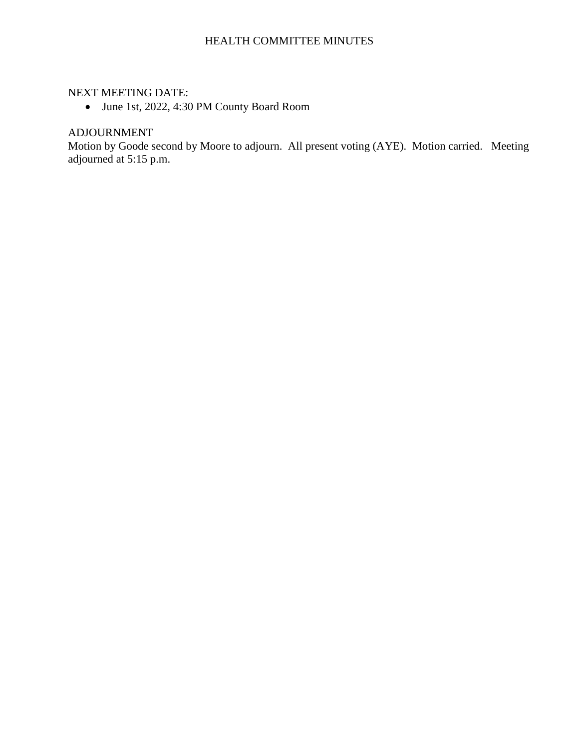NEXT MEETING DATE:

- June 1st, 2022, 4:30 PM County Board Room

ADJOURNMENT

Motion by Goode second by Moore to adjourn. All present voting (AYE). Motion carried. Meeting adjourned at 5:15 p.m.